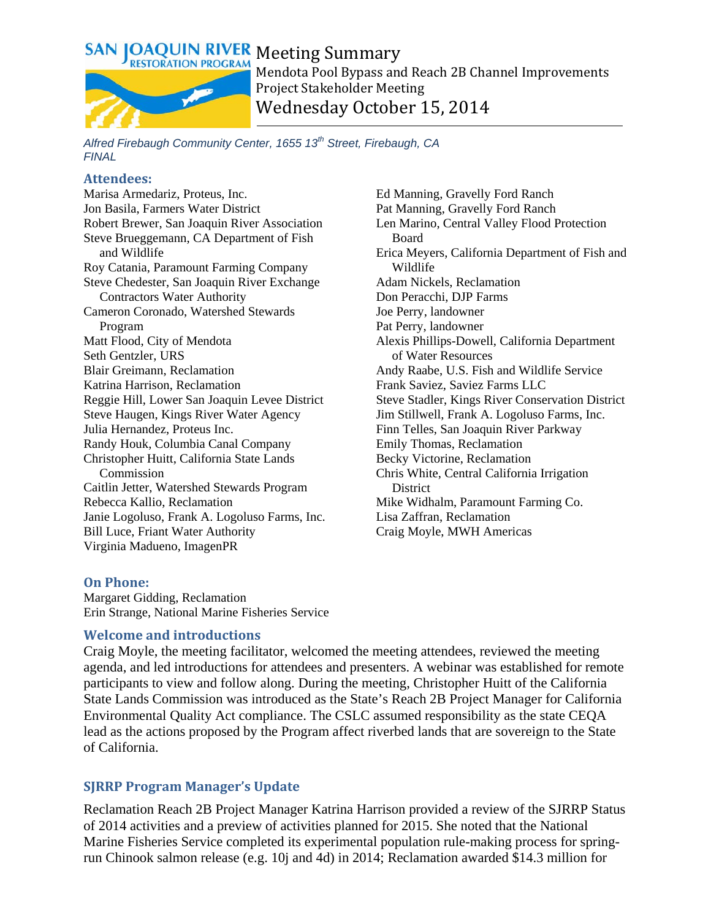# Meeting Summary

## Mendota Pool Bypass and Reach 2B Channel Improvements Project Stakeholder Meeting

## Wednesday October 15, 2014

*Alfred Firebaugh Community Center, 1655 13th Street, Firebaugh, CA*
*FINAL*

### Attendees:

Marisa Armedariz, Proteus, Inc.
Jon Basila, Farmers Water District
Robert Brewer, San Joaquin River Association
Steve Brueggemann, CA Department of Fish and Wildlife
Roy Catania, Paramount Farming Company
Steve Chedester, San Joaquin River Exchange Contractors Water Authority
Cameron Coronado, Watershed Stewards Program
Matt Flood, City of Mendota
Seth Gentzler, URS
Blair Greimann, Reclamation
Katrina Harrison, Reclamation
Reggie Hill, Lower San Joaquin Levee District
Steve Haugen, Kings River Water Agency
Julia Hernandez, Proteus Inc.
Randy Houk, Columbia Canal Company
Christopher Huitt, California State Lands Commission
Caitlin Jetter, Watershed Stewards Program
Rebecca Kallio, Reclamation
Janie Logoluso, Frank A. Logoluso Farms, Inc.
Bill Luce, Friant Water Authority
Virginia Madueno, ImagenPR
Ed Manning, Gravelly Ford Ranch
Pat Manning, Gravelly Ford Ranch
Len Marino, Central Valley Flood Protection Board
Erica Meyers, California Department of Fish and Wildlife
Adam Nickels, Reclamation
Don Peracchi, DJP Farms
Joe Perry, landowner
Pat Perry, landowner
Alexis Phillips-Dowell, California Department of Water Resources
Andy Raabe, U.S. Fish and Wildlife Service
Frank Saviez, Saviez Farms LLC
Steve Stadler, Kings River Conservation District
Jim Stillwell, Frank A. Logoluso Farms, Inc.
Finn Telles, San Joaquin River Parkway
Emily Thomas, Reclamation
Becky Victorine, Reclamation
Chris White, Central California Irrigation District
Mike Widhalm, Paramount Farming Co.
Lisa Zaffran, Reclamation
Craig Moyle, MWH Americas

### On Phone:

Margaret Gidding, Reclamation
Erin Strange, National Marine Fisheries Service

### Welcome and introductions

Craig Moyle, the meeting facilitator, welcomed the meeting attendees, reviewed the meeting agenda, and led introductions for attendees and presenters. A webinar was established for remote participants to view and follow along. During the meeting, Christopher Huitt of the California State Lands Commission was introduced as the State's Reach 2B Project Manager for California Environmental Quality Act compliance. The CSLC assumed responsibility as the state CEQA lead as the actions proposed by the Program affect riverbed lands that are sovereign to the State of California.

### SJRRP Program Manager's Update

Reclamation Reach 2B Project Manager Katrina Harrison provided a review of the SJRRP Status of 2014 activities and a preview of activities planned for 2015. She noted that the National Marine Fisheries Service completed its experimental population rule-making process for spring-run Chinook salmon release (e.g. 10j and 4d) in 2014; Reclamation awarded $14.3 million for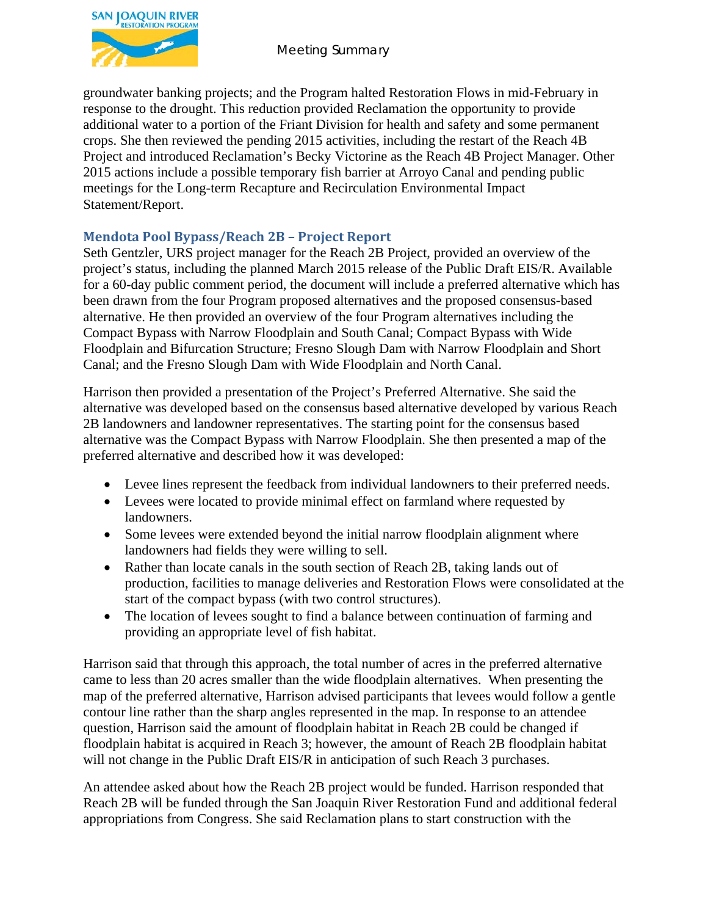groundwater banking projects; and the Program halted Restoration Flows in mid-February in response to the drought. This reduction provided Reclamation the opportunity to provide additional water to a portion of the Friant Division for health and safety and some permanent crops. She then reviewed the pending 2015 activities, including the restart of the Reach 4B Project and introduced Reclamation's Becky Victorine as the Reach 4B Project Manager. Other 2015 actions include a possible temporary fish barrier at Arroyo Canal and pending public meetings for the Long-term Recapture and Recirculation Environmental Impact Statement/Report.

## Mendota Pool Bypass/Reach 2B – Project Report

Seth Gentzler, URS project manager for the Reach 2B Project, provided an overview of the project's status, including the planned March 2015 release of the Public Draft EIS/R. Available for a 60-day public comment period, the document will include a preferred alternative which has been drawn from the four Program proposed alternatives and the proposed consensus-based alternative. He then provided an overview of the four Program alternatives including the Compact Bypass with Narrow Floodplain and South Canal; Compact Bypass with Wide Floodplain and Bifurcation Structure; Fresno Slough Dam with Narrow Floodplain and Short Canal; and the Fresno Slough Dam with Wide Floodplain and North Canal.

Harrison then provided a presentation of the Project's Preferred Alternative. She said the alternative was developed based on the consensus based alternative developed by various Reach 2B landowners and landowner representatives. The starting point for the consensus based alternative was the Compact Bypass with Narrow Floodplain. She then presented a map of the preferred alternative and described how it was developed:

- Levee lines represent the feedback from individual landowners to their preferred needs.
- Levees were located to provide minimal effect on farmland where requested by landowners.
- Some levees were extended beyond the initial narrow floodplain alignment where landowners had fields they were willing to sell.
- Rather than locate canals in the south section of Reach 2B, taking lands out of production, facilities to manage deliveries and Restoration Flows were consolidated at the start of the compact bypass (with two control structures).
- The location of levees sought to find a balance between continuation of farming and providing an appropriate level of fish habitat.

Harrison said that through this approach, the total number of acres in the preferred alternative came to less than 20 acres smaller than the wide floodplain alternatives. When presenting the map of the preferred alternative, Harrison advised participants that levees would follow a gentle contour line rather than the sharp angles represented in the map. In response to an attendee question, Harrison said the amount of floodplain habitat in Reach 2B could be changed if floodplain habitat is acquired in Reach 3; however, the amount of Reach 2B floodplain habitat will not change in the Public Draft EIS/R in anticipation of such Reach 3 purchases.

An attendee asked about how the Reach 2B project would be funded. Harrison responded that Reach 2B will be funded through the San Joaquin River Restoration Fund and additional federal appropriations from Congress. She said Reclamation plans to start construction with the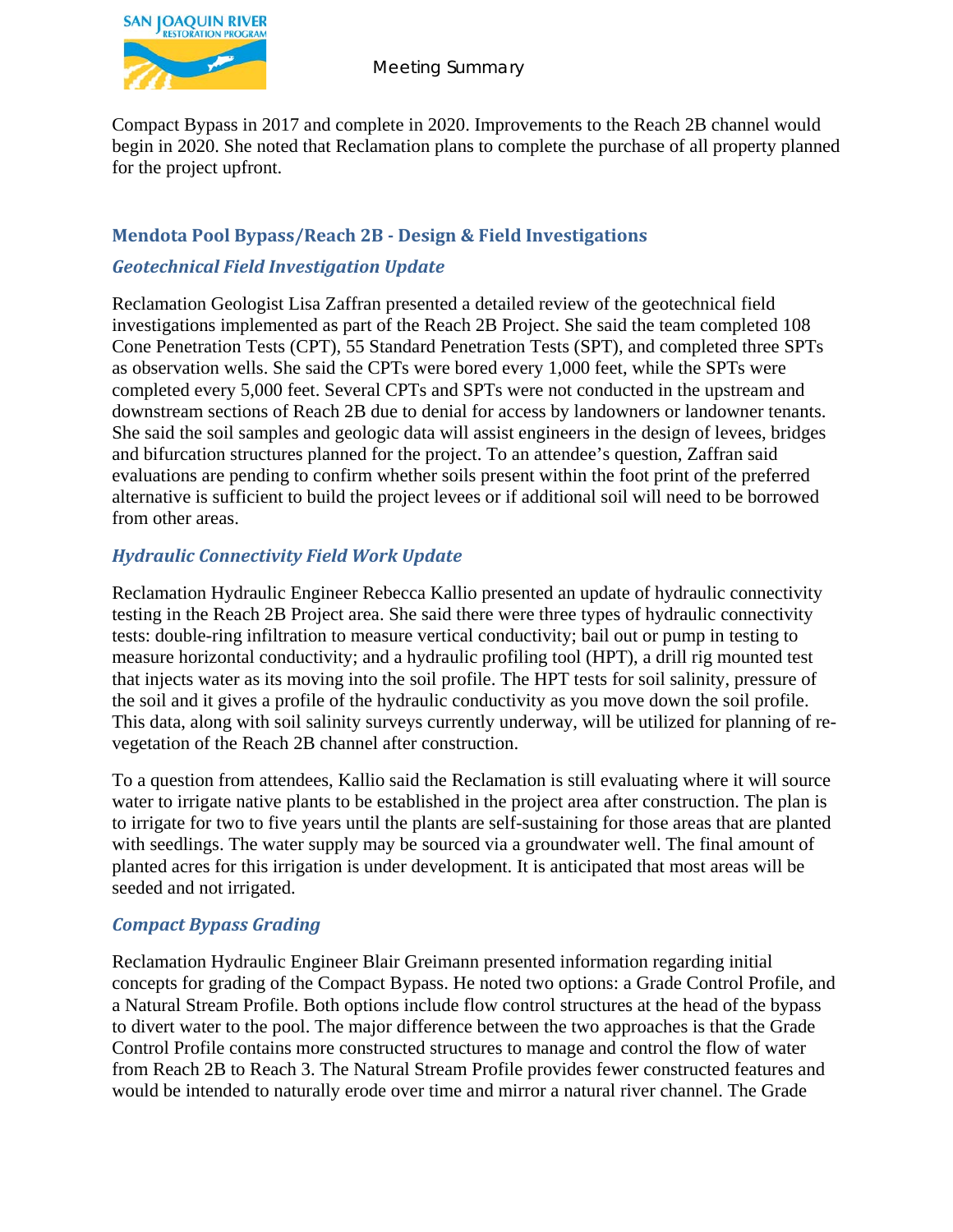Compact Bypass in 2017 and complete in 2020. Improvements to the Reach 2B channel would begin in 2020. She noted that Reclamation plans to complete the purchase of all property planned for the project upfront.

## Mendota Pool Bypass/Reach 2B - Design & Field Investigations

### *Geotechnical Field Investigation Update*

Reclamation Geologist Lisa Zaffran presented a detailed review of the geotechnical field investigations implemented as part of the Reach 2B Project. She said the team completed 108 Cone Penetration Tests (CPT), 55 Standard Penetration Tests (SPT), and completed three SPTs as observation wells. She said the CPTs were bored every 1,000 feet, while the SPTs were completed every 5,000 feet. Several CPTs and SPTs were not conducted in the upstream and downstream sections of Reach 2B due to denial for access by landowners or landowner tenants. She said the soil samples and geologic data will assist engineers in the design of levees, bridges and bifurcation structures planned for the project. To an attendee's question, Zaffran said evaluations are pending to confirm whether soils present within the foot print of the preferred alternative is sufficient to build the project levees or if additional soil will need to be borrowed from other areas.

### *Hydraulic Connectivity Field Work Update*

Reclamation Hydraulic Engineer Rebecca Kallio presented an update of hydraulic connectivity testing in the Reach 2B Project area. She said there were three types of hydraulic connectivity tests: double-ring infiltration to measure vertical conductivity; bail out or pump in testing to measure horizontal conductivity; and a hydraulic profiling tool (HPT), a drill rig mounted test that injects water as its moving into the soil profile. The HPT tests for soil salinity, pressure of the soil and it gives a profile of the hydraulic conductivity as you move down the soil profile. This data, along with soil salinity surveys currently underway, will be utilized for planning of re-vegetation of the Reach 2B channel after construction.

To a question from attendees, Kallio said the Reclamation is still evaluating where it will source water to irrigate native plants to be established in the project area after construction. The plan is to irrigate for two to five years until the plants are self-sustaining for those areas that are planted with seedlings. The water supply may be sourced via a groundwater well. The final amount of planted acres for this irrigation is under development. It is anticipated that most areas will be seeded and not irrigated.

### *Compact Bypass Grading*

Reclamation Hydraulic Engineer Blair Greimann presented information regarding initial concepts for grading of the Compact Bypass. He noted two options: a Grade Control Profile, and a Natural Stream Profile. Both options include flow control structures at the head of the bypass to divert water to the pool. The major difference between the two approaches is that the Grade Control Profile contains more constructed structures to manage and control the flow of water from Reach 2B to Reach 3. The Natural Stream Profile provides fewer constructed features and would be intended to naturally erode over time and mirror a natural river channel. The Grade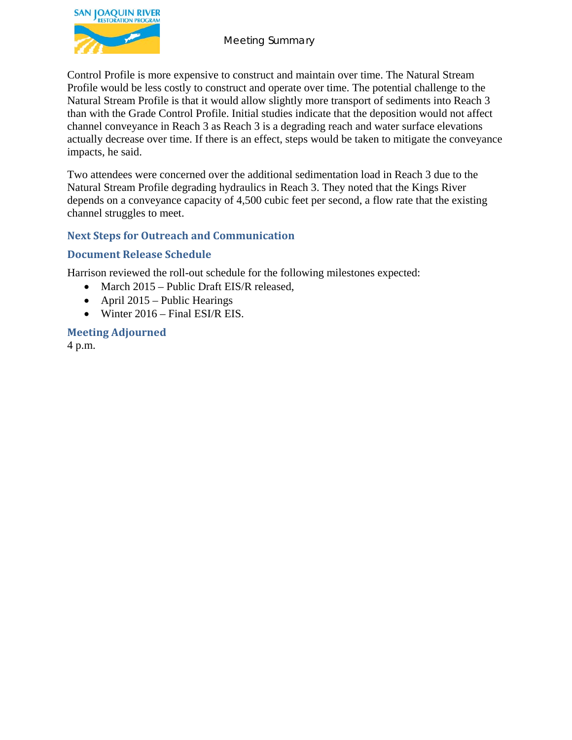Control Profile is more expensive to construct and maintain over time. The Natural Stream Profile would be less costly to construct and operate over time. The potential challenge to the Natural Stream Profile is that it would allow slightly more transport of sediments into Reach 3 than with the Grade Control Profile. Initial studies indicate that the deposition would not affect channel conveyance in Reach 3 as Reach 3 is a degrading reach and water surface elevations actually decrease over time. If there is an effect, steps would be taken to mitigate the conveyance impacts, he said.

Two attendees were concerned over the additional sedimentation load in Reach 3 due to the Natural Stream Profile degrading hydraulics in Reach 3. They noted that the Kings River depends on a conveyance capacity of 4,500 cubic feet per second, a flow rate that the existing channel struggles to meet.

## Next Steps for Outreach and Communication

## Document Release Schedule

Harrison reviewed the roll-out schedule for the following milestones expected:

- March 2015 – Public Draft EIS/R released,
- April 2015 – Public Hearings
- Winter 2016 – Final ESI/R EIS.

## Meeting Adjourned

4 p.m.